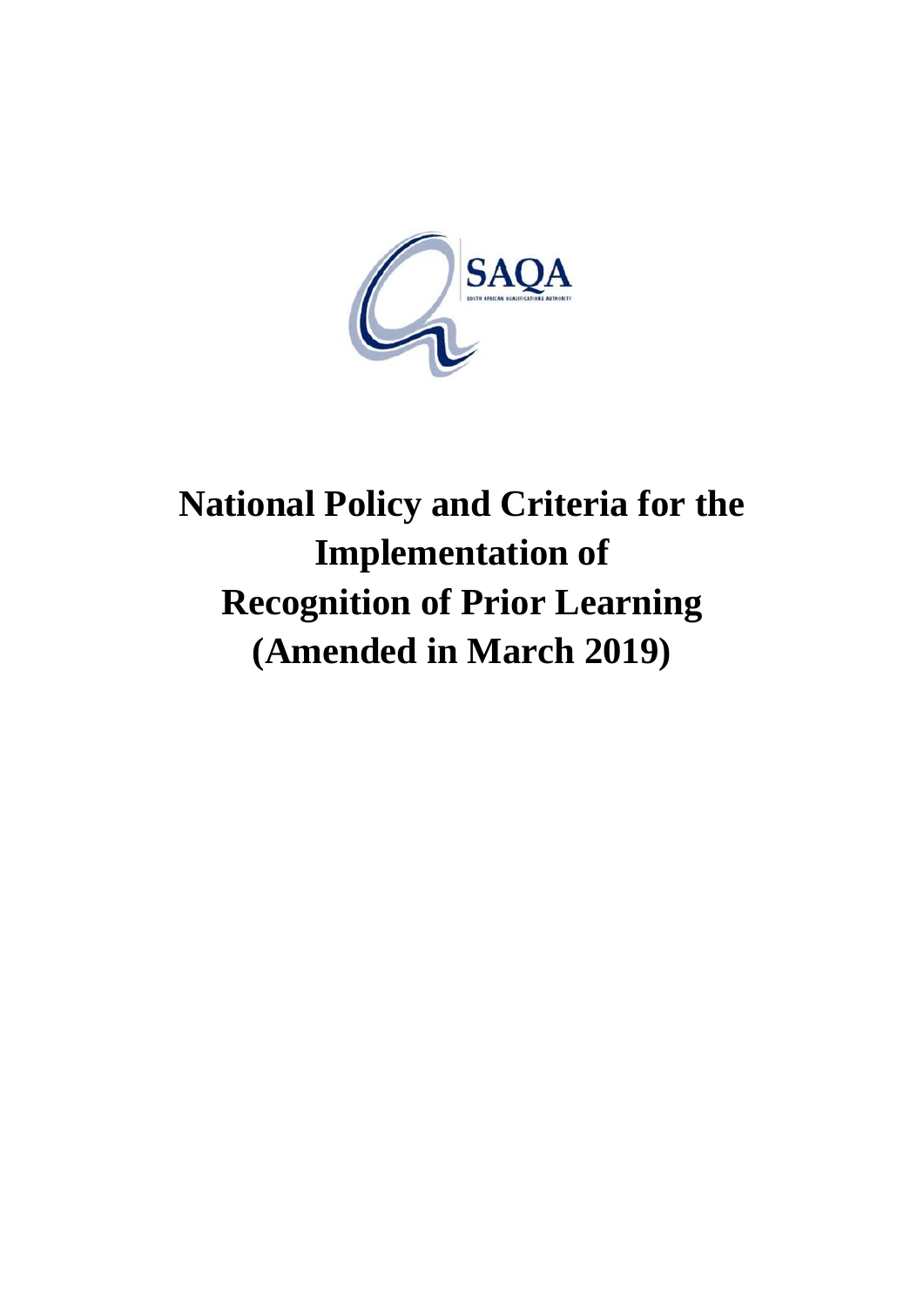SAQA
SOUTH AFRICAN QUALIFICATIONS AUTHORITY

# National Policy and Criteria for the Implementation of Recognition of Prior Learning (Amended in March 2019)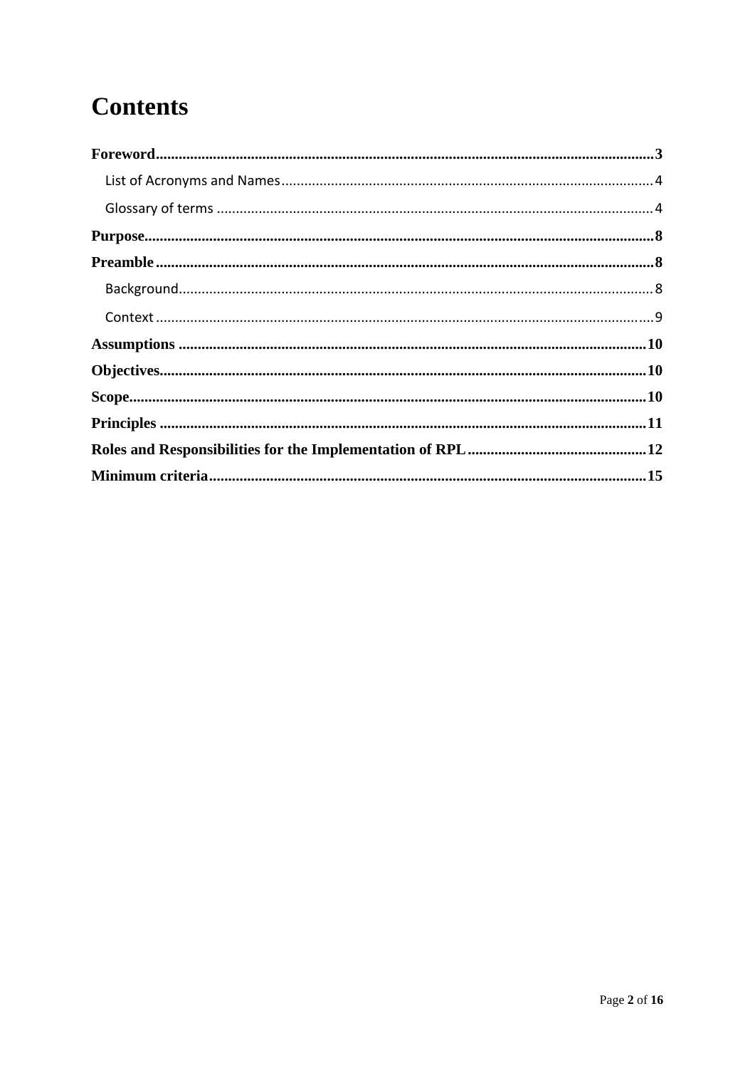# Contents

- **Foreword** ... 3
  - List of Acronyms and Names ... 4
  - Glossary of terms ... 4
- **Purpose** ... 8
- **Preamble** ... 8
  - Background ... 8
  - Context ... 9
- **Assumptions** ... 10
- **Objectives** ... 10
- **Scope** ... 10
- **Principles** ... 11
- **Roles and Responsibilities for the Implementation of RPL** ... 12
- **Minimum criteria** ... 15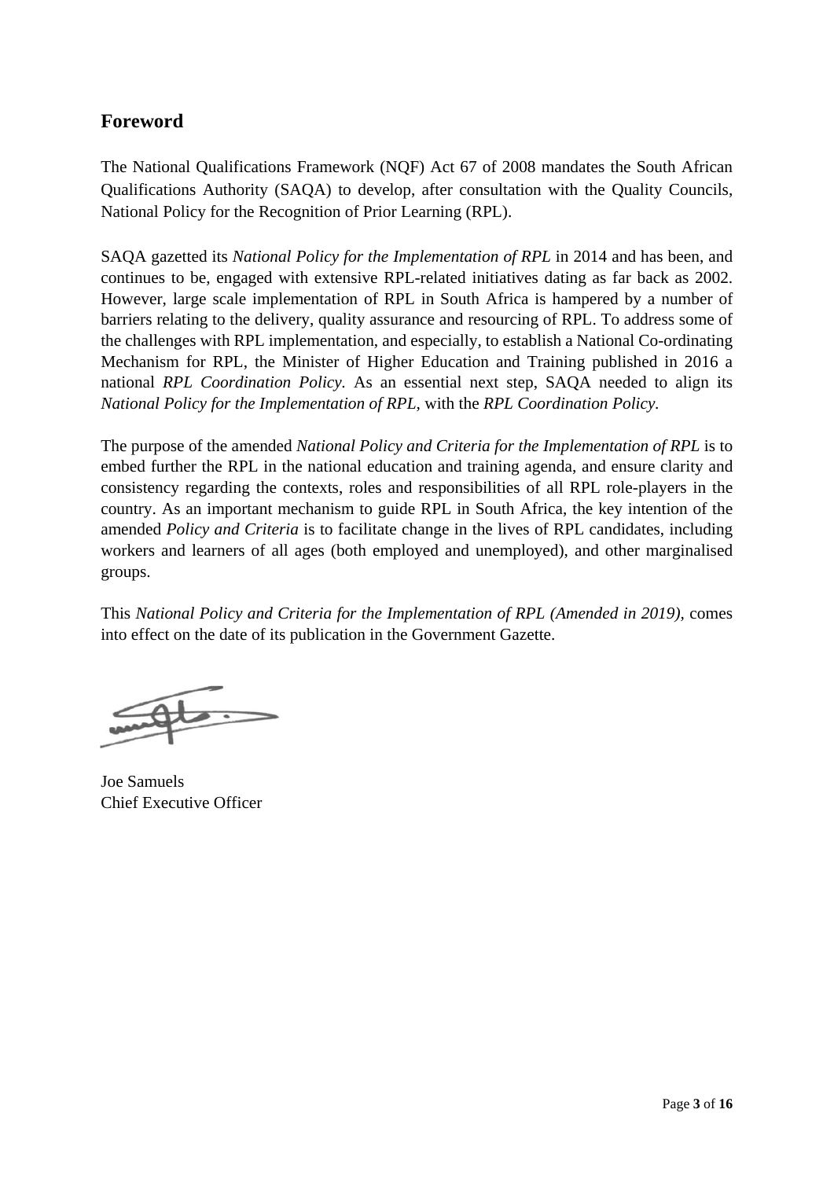## Foreword

The National Qualifications Framework (NQF) Act 67 of 2008 mandates the South African Qualifications Authority (SAQA) to develop, after consultation with the Quality Councils, National Policy for the Recognition of Prior Learning (RPL).

SAQA gazetted its *National Policy for the Implementation of RPL* in 2014 and has been, and continues to be, engaged with extensive RPL-related initiatives dating as far back as 2002. However, large scale implementation of RPL in South Africa is hampered by a number of barriers relating to the delivery, quality assurance and resourcing of RPL. To address some of the challenges with RPL implementation, and especially, to establish a National Co-ordinating Mechanism for RPL, the Minister of Higher Education and Training published in 2016 a national *RPL Coordination Policy.* As an essential next step, SAQA needed to align its *National Policy for the Implementation of RPL*, with the *RPL Coordination Policy.*

The purpose of the amended *National Policy and Criteria for the Implementation of RPL* is to embed further the RPL in the national education and training agenda, and ensure clarity and consistency regarding the contexts, roles and responsibilities of all RPL role-players in the country. As an important mechanism to guide RPL in South Africa, the key intention of the amended *Policy and Criteria* is to facilitate change in the lives of RPL candidates, including workers and learners of all ages (both employed and unemployed), and other marginalised groups.

This *National Policy and Criteria for the Implementation of RPL (Amended in 2019)*, comes into effect on the date of its publication in the Government Gazette.

Joe Samuels
Chief Executive Officer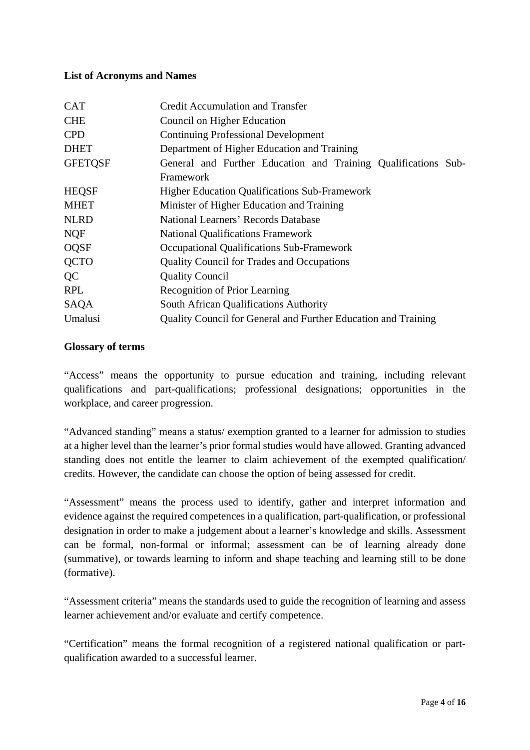**List of Acronyms and Names**

| | |
|---|---|
| CAT | Credit Accumulation and Transfer |
| CHE | Council on Higher Education |
| CPD | Continuing Professional Development |
| DHET | Department of Higher Education and Training |
| GFETQSF | General and Further Education and Training Qualifications Sub-Framework |
| HEQSF | Higher Education Qualifications Sub-Framework |
| MHET | Minister of Higher Education and Training |
| NLRD | National Learners' Records Database |
| NQF | National Qualifications Framework |
| OQSF | Occupational Qualifications Sub-Framework |
| QCTO | Quality Council for Trades and Occupations |
| QC | Quality Council |
| RPL | Recognition of Prior Learning |
| SAQA | South African Qualifications Authority |
| Umalusi | Quality Council for General and Further Education and Training |

**Glossary of terms**

"Access" means the opportunity to pursue education and training, including relevant qualifications and part-qualifications; professional designations; opportunities in the workplace, and career progression.

"Advanced standing" means a status/ exemption granted to a learner for admission to studies at a higher level than the learner's prior formal studies would have allowed. Granting advanced standing does not entitle the learner to claim achievement of the exempted qualification/ credits. However, the candidate can choose the option of being assessed for credit.

"Assessment" means the process used to identify, gather and interpret information and evidence against the required competences in a qualification, part-qualification, or professional designation in order to make a judgement about a learner's knowledge and skills. Assessment can be formal, non-formal or informal; assessment can be of learning already done (summative), or towards learning to inform and shape teaching and learning still to be done (formative).

"Assessment criteria" means the standards used to guide the recognition of learning and assess learner achievement and/or evaluate and certify competence.

"Certification" means the formal recognition of a registered national qualification or part-qualification awarded to a successful learner.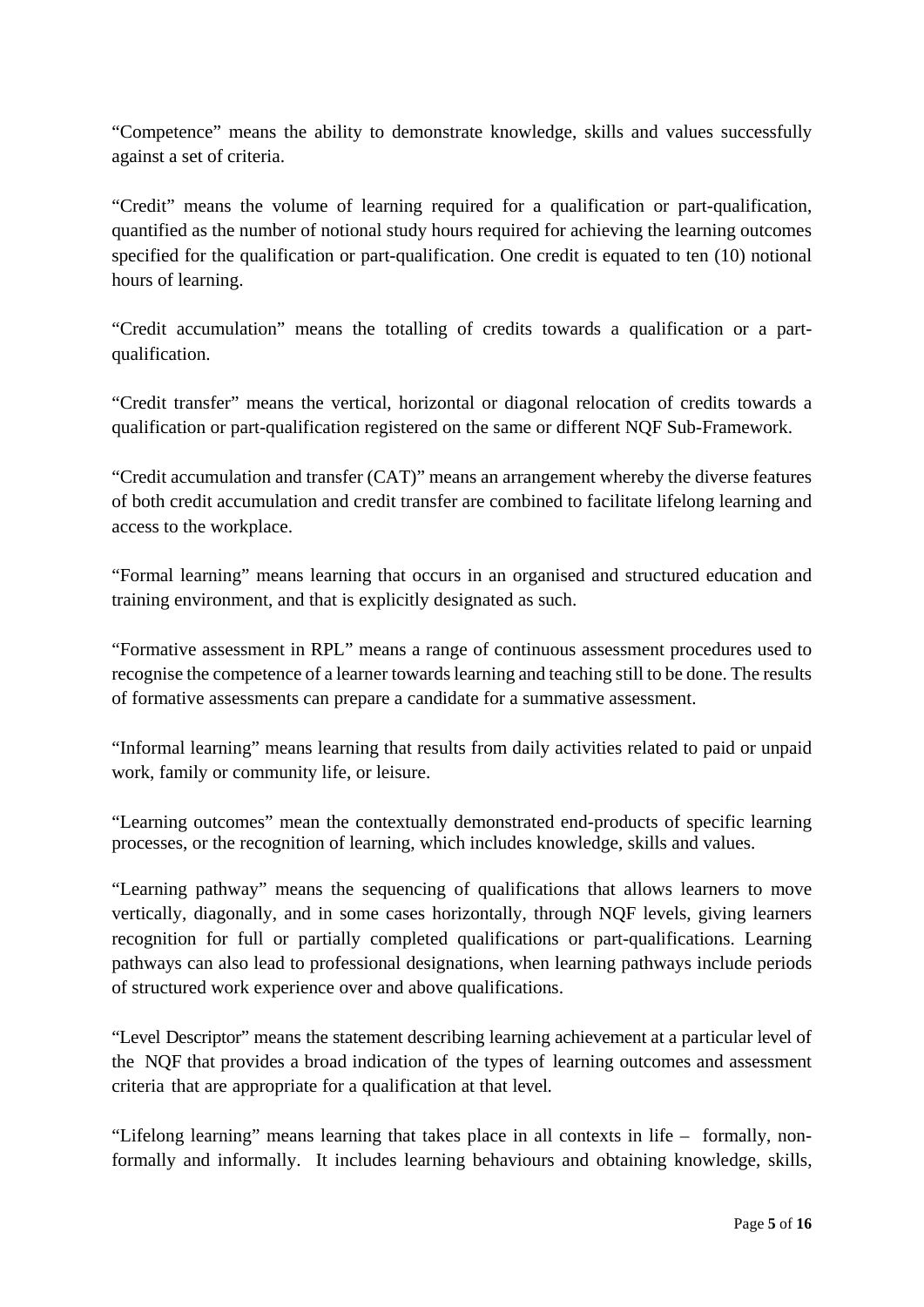"Competence" means the ability to demonstrate knowledge, skills and values successfully against a set of criteria.

"Credit" means the volume of learning required for a qualification or part-qualification, quantified as the number of notional study hours required for achieving the learning outcomes specified for the qualification or part-qualification. One credit is equated to ten (10) notional hours of learning.

"Credit accumulation" means the totalling of credits towards a qualification or a part-qualification.

"Credit transfer" means the vertical, horizontal or diagonal relocation of credits towards a qualification or part-qualification registered on the same or different NQF Sub-Framework.

"Credit accumulation and transfer (CAT)" means an arrangement whereby the diverse features of both credit accumulation and credit transfer are combined to facilitate lifelong learning and access to the workplace.

"Formal learning" means learning that occurs in an organised and structured education and training environment, and that is explicitly designated as such.

"Formative assessment in RPL" means a range of continuous assessment procedures used to recognise the competence of a learner towards learning and teaching still to be done. The results of formative assessments can prepare a candidate for a summative assessment.

"Informal learning" means learning that results from daily activities related to paid or unpaid work, family or community life, or leisure.

"Learning outcomes" mean the contextually demonstrated end-products of specific learning processes, or the recognition of learning, which includes knowledge, skills and values.

"Learning pathway" means the sequencing of qualifications that allows learners to move vertically, diagonally, and in some cases horizontally, through NQF levels, giving learners recognition for full or partially completed qualifications or part-qualifications. Learning pathways can also lead to professional designations, when learning pathways include periods of structured work experience over and above qualifications.

"Level Descriptor" means the statement describing learning achievement at a particular level of the NQF that provides a broad indication of the types of learning outcomes and assessment criteria that are appropriate for a qualification at that level.

"Lifelong learning" means learning that takes place in all contexts in life – formally, non-formally and informally. It includes learning behaviours and obtaining knowledge, skills,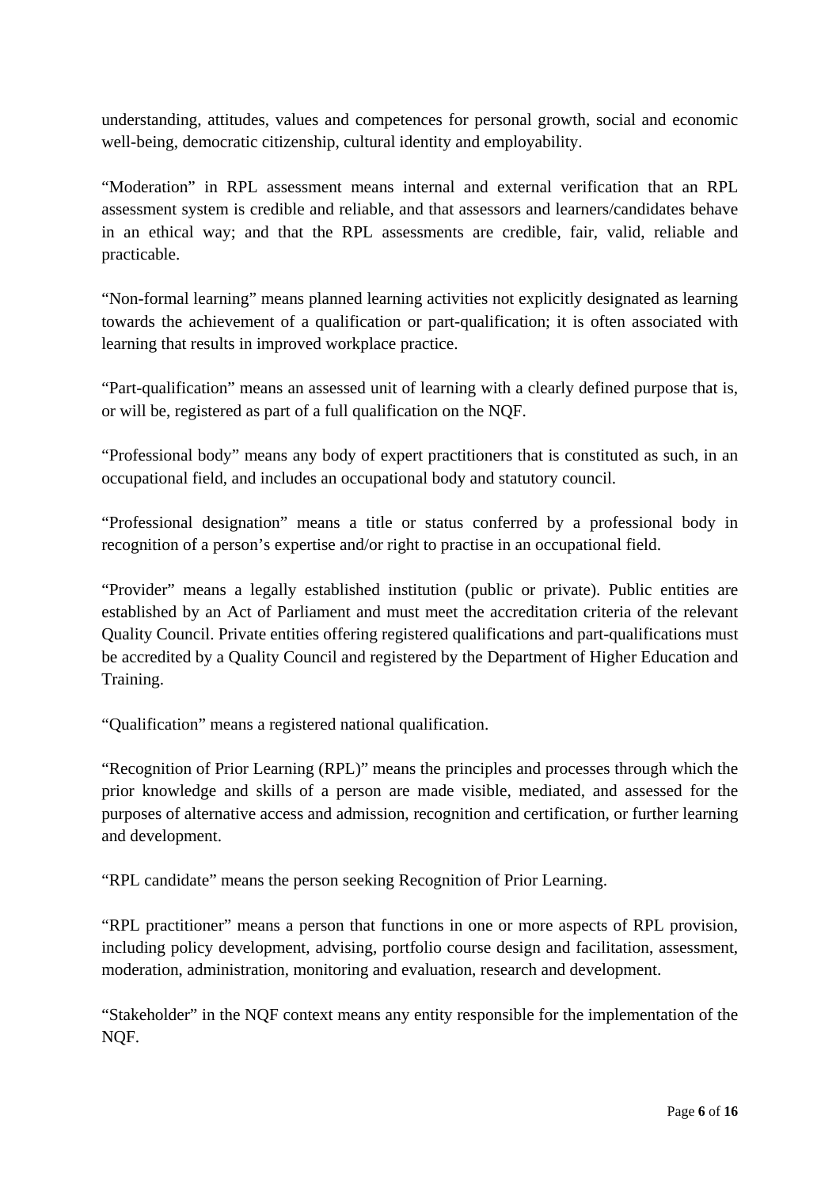understanding, attitudes, values and competences for personal growth, social and economic well-being, democratic citizenship, cultural identity and employability.

"Moderation" in RPL assessment means internal and external verification that an RPL assessment system is credible and reliable, and that assessors and learners/candidates behave in an ethical way; and that the RPL assessments are credible, fair, valid, reliable and practicable.

"Non-formal learning" means planned learning activities not explicitly designated as learning towards the achievement of a qualification or part-qualification; it is often associated with learning that results in improved workplace practice.

"Part-qualification" means an assessed unit of learning with a clearly defined purpose that is, or will be, registered as part of a full qualification on the NQF.

"Professional body" means any body of expert practitioners that is constituted as such, in an occupational field, and includes an occupational body and statutory council.

"Professional designation" means a title or status conferred by a professional body in recognition of a person's expertise and/or right to practise in an occupational field.

"Provider" means a legally established institution (public or private). Public entities are established by an Act of Parliament and must meet the accreditation criteria of the relevant Quality Council. Private entities offering registered qualifications and part-qualifications must be accredited by a Quality Council and registered by the Department of Higher Education and Training.

"Qualification" means a registered national qualification.

"Recognition of Prior Learning (RPL)" means the principles and processes through which the prior knowledge and skills of a person are made visible, mediated, and assessed for the purposes of alternative access and admission, recognition and certification, or further learning and development.

"RPL candidate" means the person seeking Recognition of Prior Learning.

"RPL practitioner" means a person that functions in one or more aspects of RPL provision, including policy development, advising, portfolio course design and facilitation, assessment, moderation, administration, monitoring and evaluation, research and development.

"Stakeholder" in the NQF context means any entity responsible for the implementation of the NQF.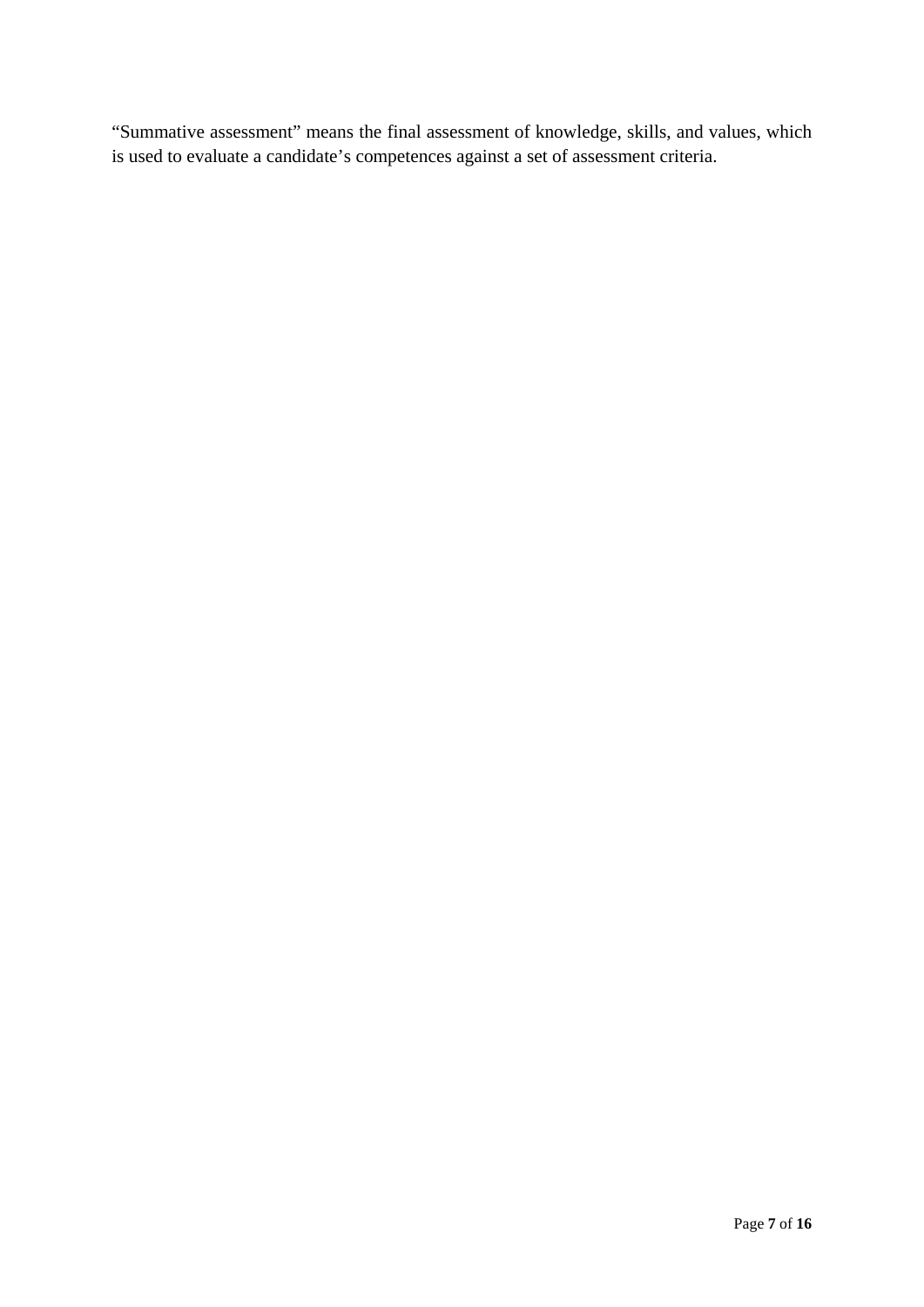"Summative assessment" means the final assessment of knowledge, skills, and values, which is used to evaluate a candidate's competences against a set of assessment criteria.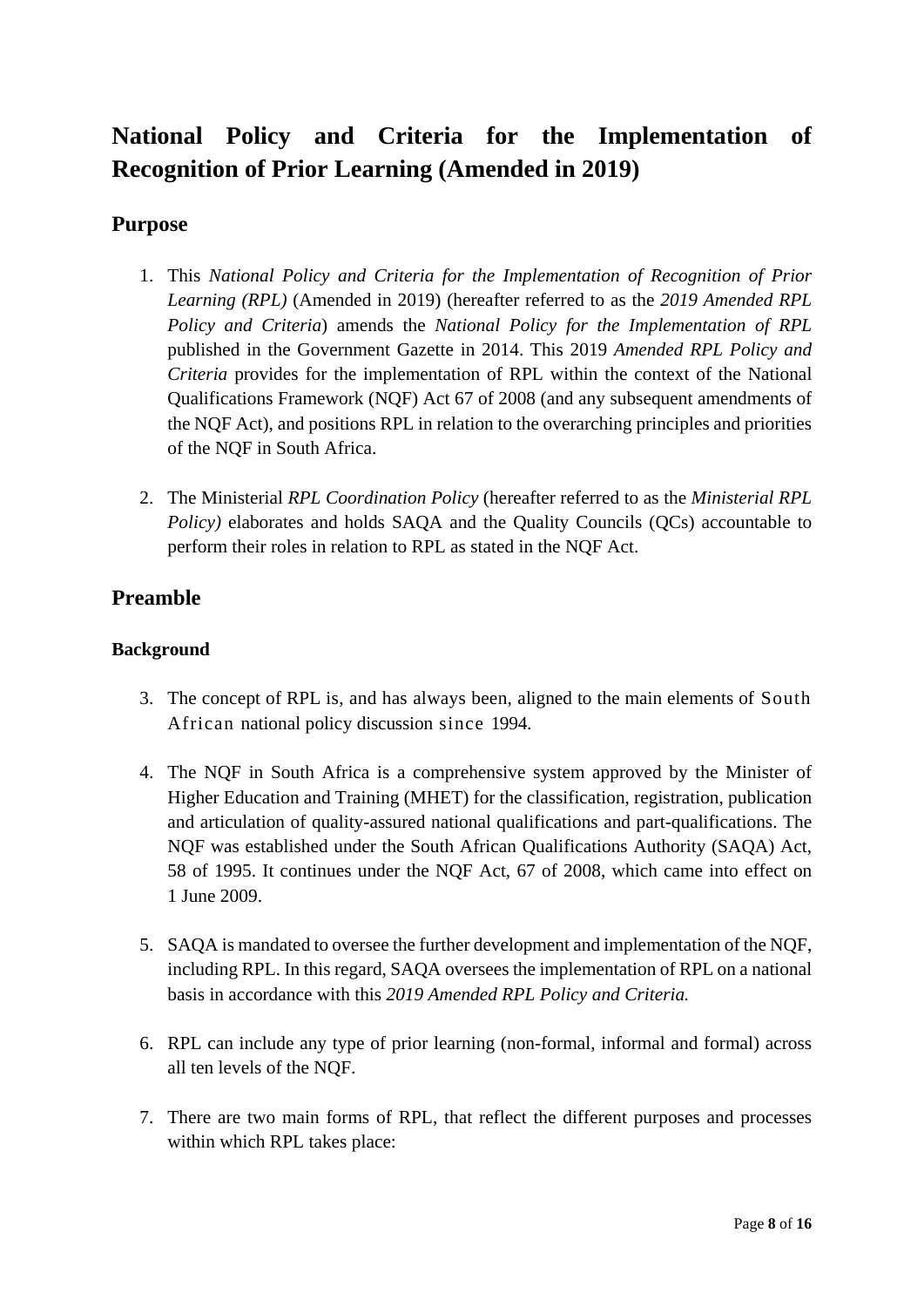# National Policy and Criteria for the Implementation of Recognition of Prior Learning (Amended in 2019)

## Purpose

1. This *National Policy and Criteria for the Implementation of Recognition of Prior Learning (RPL)* (Amended in 2019) (hereafter referred to as the *2019 Amended RPL Policy and Criteria*) amends the *National Policy for the Implementation of RPL* published in the Government Gazette in 2014. This 2019 *Amended RPL Policy and Criteria* provides for the implementation of RPL within the context of the National Qualifications Framework (NQF) Act 67 of 2008 (and any subsequent amendments of the NQF Act), and positions RPL in relation to the overarching principles and priorities of the NQF in South Africa.

2. The Ministerial *RPL Coordination Policy* (hereafter referred to as the *Ministerial RPL Policy)* elaborates and holds SAQA and the Quality Councils (QCs) accountable to perform their roles in relation to RPL as stated in the NQF Act.

## Preamble

### Background

3. The concept of RPL is, and has always been, aligned to the main elements of South African national policy discussion since 1994.

4. The NQF in South Africa is a comprehensive system approved by the Minister of Higher Education and Training (MHET) for the classification, registration, publication and articulation of quality-assured national qualifications and part-qualifications. The NQF was established under the South African Qualifications Authority (SAQA) Act, 58 of 1995. It continues under the NQF Act, 67 of 2008, which came into effect on 1 June 2009.

5. SAQA is mandated to oversee the further development and implementation of the NQF, including RPL. In this regard, SAQA oversees the implementation of RPL on a national basis in accordance with this *2019 Amended RPL Policy and Criteria.*

6. RPL can include any type of prior learning (non-formal, informal and formal) across all ten levels of the NQF.

7. There are two main forms of RPL, that reflect the different purposes and processes within which RPL takes place: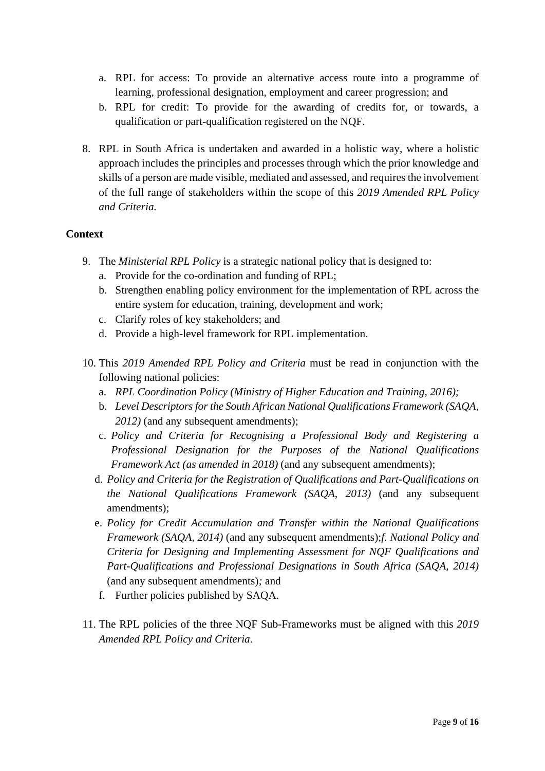a. RPL for access: To provide an alternative access route into a programme of learning, professional designation, employment and career progression; and
b. RPL for credit: To provide for the awarding of credits for, or towards, a qualification or part-qualification registered on the NQF.

8. RPL in South Africa is undertaken and awarded in a holistic way, where a holistic approach includes the principles and processes through which the prior knowledge and skills of a person are made visible, mediated and assessed, and requires the involvement of the full range of stakeholders within the scope of this *2019 Amended RPL Policy and Criteria.*

**Context**

9. The *Ministerial RPL Policy* is a strategic national policy that is designed to:
   a. Provide for the co-ordination and funding of RPL;
   b. Strengthen enabling policy environment for the implementation of RPL across the entire system for education, training, development and work;
   c. Clarify roles of key stakeholders; and
   d. Provide a high-level framework for RPL implementation.

10. This *2019 Amended RPL Policy and Criteria* must be read in conjunction with the following national policies:
    a. *RPL Coordination Policy (Ministry of Higher Education and Training, 2016);*
    b. *Level Descriptors for the South African National Qualifications Framework (SAQA, 2012)* (and any subsequent amendments);
    c. *Policy and Criteria for Recognising a Professional Body and Registering a Professional Designation for the Purposes of the National Qualifications Framework Act (as amended in 2018)* (and any subsequent amendments);
    d. *Policy and Criteria for the Registration of Qualifications and Part-Qualifications on the National Qualifications Framework (SAQA, 2013)* (and any subsequent amendments);
    e. *Policy for Credit Accumulation and Transfer within the National Qualifications Framework (SAQA, 2014)* (and any subsequent amendments);*f. National Policy and Criteria for Designing and Implementing Assessment for NQF Qualifications and Part-Qualifications and Professional Designations in South Africa (SAQA, 2014)* (and any subsequent amendments)*;* and
    f. Further policies published by SAQA.

11. The RPL policies of the three NQF Sub-Frameworks must be aligned with this *2019 Amended RPL Policy and Criteria*.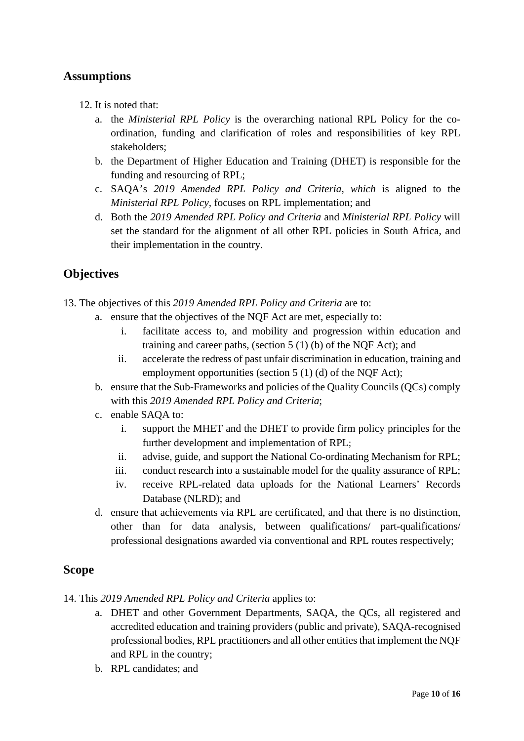## Assumptions

12. It is noted that:
    a. the *Ministerial RPL Policy* is the overarching national RPL Policy for the co-ordination, funding and clarification of roles and responsibilities of key RPL stakeholders;
    b. the Department of Higher Education and Training (DHET) is responsible for the funding and resourcing of RPL;
    c. SAQA's *2019 Amended RPL Policy and Criteria, which* is aligned to the *Ministerial RPL Policy*, focuses on RPL implementation; and
    d. Both the *2019 Amended RPL Policy and Criteria* and *Ministerial RPL Policy* will set the standard for the alignment of all other RPL policies in South Africa, and their implementation in the country.

## Objectives

13. The objectives of this *2019 Amended RPL Policy and Criteria* are to:
    a. ensure that the objectives of the NQF Act are met, especially to:
        i. facilitate access to, and mobility and progression within education and training and career paths, (section 5 (1) (b) of the NQF Act); and
        ii. accelerate the redress of past unfair discrimination in education, training and employment opportunities (section 5 (1) (d) of the NQF Act);
    b. ensure that the Sub-Frameworks and policies of the Quality Councils (QCs) comply with this *2019 Amended RPL Policy and Criteria*;
    c. enable SAQA to:
        i. support the MHET and the DHET to provide firm policy principles for the further development and implementation of RPL;
        ii. advise, guide, and support the National Co-ordinating Mechanism for RPL;
        iii. conduct research into a sustainable model for the quality assurance of RPL;
        iv. receive RPL-related data uploads for the National Learners' Records Database (NLRD); and
    d. ensure that achievements via RPL are certificated, and that there is no distinction, other than for data analysis, between qualifications/ part-qualifications/ professional designations awarded via conventional and RPL routes respectively;

## Scope

14. This *2019 Amended RPL Policy and Criteria* applies to:
    a. DHET and other Government Departments, SAQA, the QCs, all registered and accredited education and training providers (public and private), SAQA-recognised professional bodies, RPL practitioners and all other entities that implement the NQF and RPL in the country;
    b. RPL candidates; and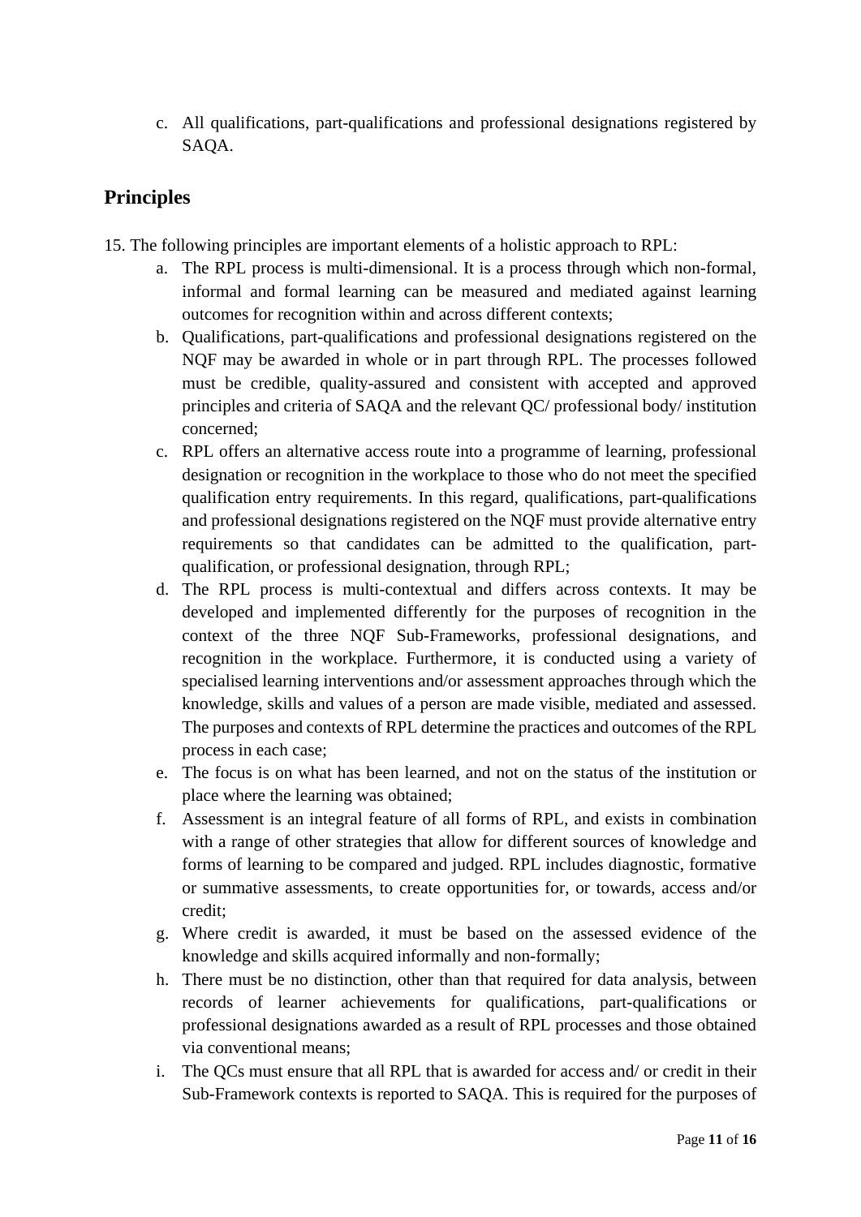c. All qualifications, part-qualifications and professional designations registered by SAQA.

## Principles

15. The following principles are important elements of a holistic approach to RPL:
    a. The RPL process is multi-dimensional. It is a process through which non-formal, informal and formal learning can be measured and mediated against learning outcomes for recognition within and across different contexts;
    b. Qualifications, part-qualifications and professional designations registered on the NQF may be awarded in whole or in part through RPL. The processes followed must be credible, quality-assured and consistent with accepted and approved principles and criteria of SAQA and the relevant QC/ professional body/ institution concerned;
    c. RPL offers an alternative access route into a programme of learning, professional designation or recognition in the workplace to those who do not meet the specified qualification entry requirements. In this regard, qualifications, part-qualifications and professional designations registered on the NQF must provide alternative entry requirements so that candidates can be admitted to the qualification, part-qualification, or professional designation, through RPL;
    d. The RPL process is multi-contextual and differs across contexts. It may be developed and implemented differently for the purposes of recognition in the context of the three NQF Sub-Frameworks, professional designations, and recognition in the workplace. Furthermore, it is conducted using a variety of specialised learning interventions and/or assessment approaches through which the knowledge, skills and values of a person are made visible, mediated and assessed. The purposes and contexts of RPL determine the practices and outcomes of the RPL process in each case;
    e. The focus is on what has been learned, and not on the status of the institution or place where the learning was obtained;
    f. Assessment is an integral feature of all forms of RPL, and exists in combination with a range of other strategies that allow for different sources of knowledge and forms of learning to be compared and judged. RPL includes diagnostic, formative or summative assessments, to create opportunities for, or towards, access and/or credit;
    g. Where credit is awarded, it must be based on the assessed evidence of the knowledge and skills acquired informally and non-formally;
    h. There must be no distinction, other than that required for data analysis, between records of learner achievements for qualifications, part-qualifications or professional designations awarded as a result of RPL processes and those obtained via conventional means;
    i. The QCs must ensure that all RPL that is awarded for access and/ or credit in their Sub-Framework contexts is reported to SAQA. This is required for the purposes of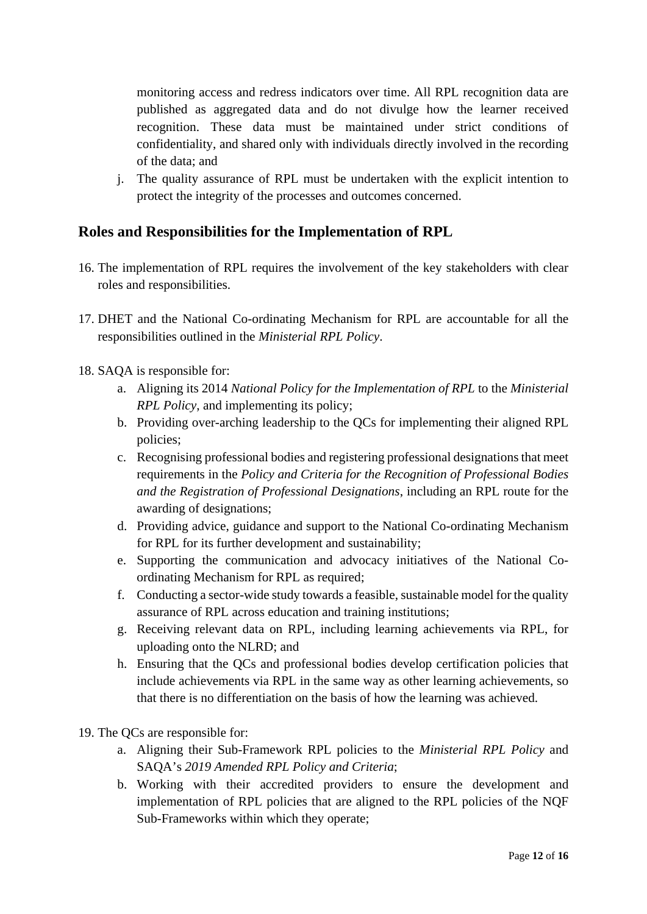monitoring access and redress indicators over time. All RPL recognition data are published as aggregated data and do not divulge how the learner received recognition. These data must be maintained under strict conditions of confidentiality, and shared only with individuals directly involved in the recording of the data; and

j. The quality assurance of RPL must be undertaken with the explicit intention to protect the integrity of the processes and outcomes concerned.

## Roles and Responsibilities for the Implementation of RPL

16. The implementation of RPL requires the involvement of the key stakeholders with clear roles and responsibilities.

17. DHET and the National Co-ordinating Mechanism for RPL are accountable for all the responsibilities outlined in the *Ministerial RPL Policy*.

18. SAQA is responsible for:
    a. Aligning its 2014 *National Policy for the Implementation of RPL* to the *Ministerial RPL Policy*, and implementing its policy;
    b. Providing over-arching leadership to the QCs for implementing their aligned RPL policies;
    c. Recognising professional bodies and registering professional designations that meet requirements in the *Policy and Criteria for the Recognition of Professional Bodies and the Registration of Professional Designations*, including an RPL route for the awarding of designations;
    d. Providing advice, guidance and support to the National Co-ordinating Mechanism for RPL for its further development and sustainability;
    e. Supporting the communication and advocacy initiatives of the National Co-ordinating Mechanism for RPL as required;
    f. Conducting a sector-wide study towards a feasible, sustainable model for the quality assurance of RPL across education and training institutions;
    g. Receiving relevant data on RPL, including learning achievements via RPL, for uploading onto the NLRD; and
    h. Ensuring that the QCs and professional bodies develop certification policies that include achievements via RPL in the same way as other learning achievements, so that there is no differentiation on the basis of how the learning was achieved.

19. The QCs are responsible for:
    a. Aligning their Sub-Framework RPL policies to the *Ministerial RPL Policy* and SAQA's *2019 Amended RPL Policy and Criteria*;
    b. Working with their accredited providers to ensure the development and implementation of RPL policies that are aligned to the RPL policies of the NQF Sub-Frameworks within which they operate;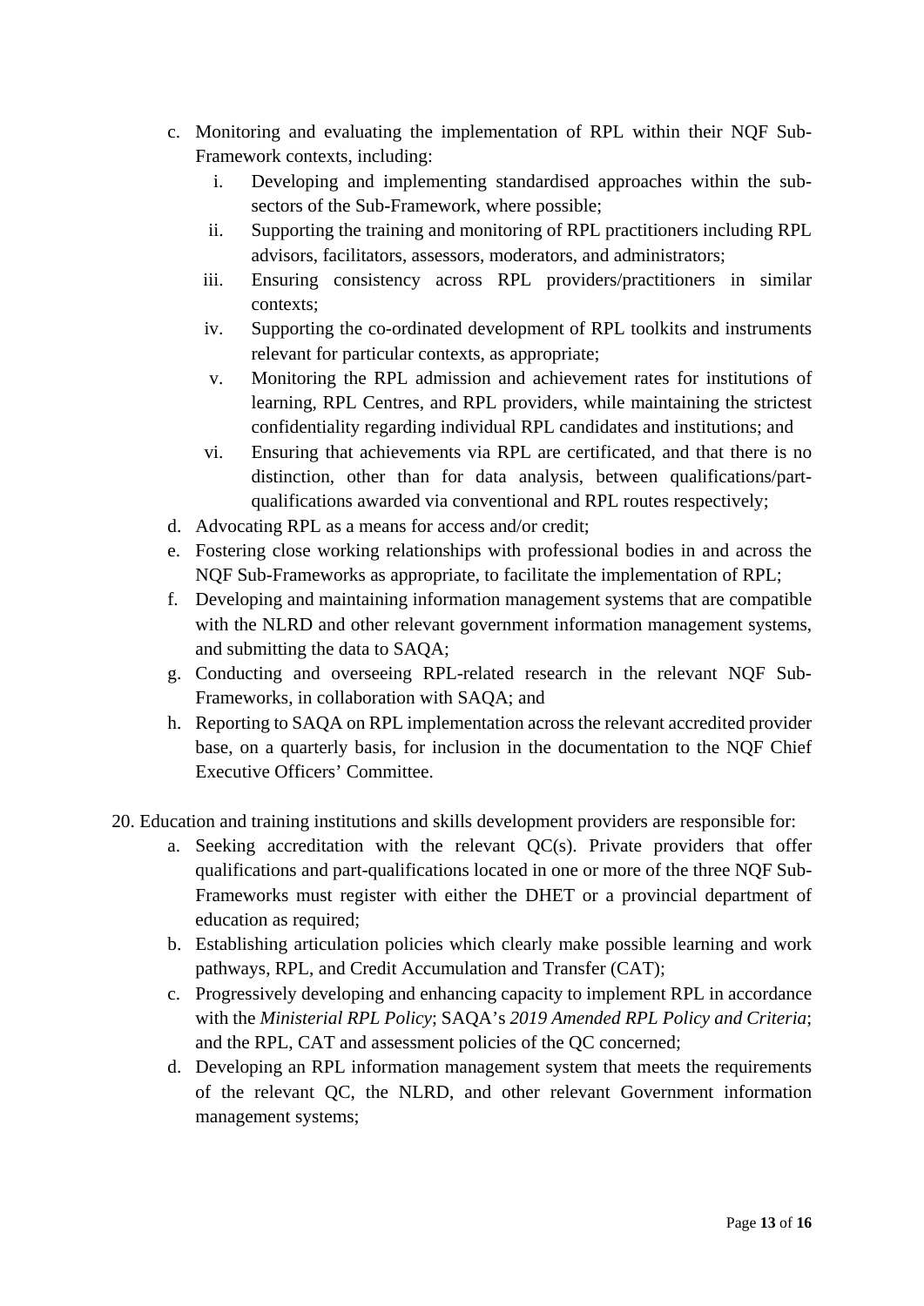c. Monitoring and evaluating the implementation of RPL within their NQF Sub-Framework contexts, including:
    i. Developing and implementing standardised approaches within the sub-sectors of the Sub-Framework, where possible;
    ii. Supporting the training and monitoring of RPL practitioners including RPL advisors, facilitators, assessors, moderators, and administrators;
    iii. Ensuring consistency across RPL providers/practitioners in similar contexts;
    iv. Supporting the co-ordinated development of RPL toolkits and instruments relevant for particular contexts, as appropriate;
    v. Monitoring the RPL admission and achievement rates for institutions of learning, RPL Centres, and RPL providers, while maintaining the strictest confidentiality regarding individual RPL candidates and institutions; and
    vi. Ensuring that achievements via RPL are certificated, and that there is no distinction, other than for data analysis, between qualifications/part-qualifications awarded via conventional and RPL routes respectively;

d. Advocating RPL as a means for access and/or credit;

e. Fostering close working relationships with professional bodies in and across the NQF Sub-Frameworks as appropriate, to facilitate the implementation of RPL;

f. Developing and maintaining information management systems that are compatible with the NLRD and other relevant government information management systems, and submitting the data to SAQA;

g. Conducting and overseeing RPL-related research in the relevant NQF Sub-Frameworks, in collaboration with SAQA; and

h. Reporting to SAQA on RPL implementation across the relevant accredited provider base, on a quarterly basis, for inclusion in the documentation to the NQF Chief Executive Officers' Committee.

20. Education and training institutions and skills development providers are responsible for:

a. Seeking accreditation with the relevant QC(s). Private providers that offer qualifications and part-qualifications located in one or more of the three NQF Sub-Frameworks must register with either the DHET or a provincial department of education as required;

b. Establishing articulation policies which clearly make possible learning and work pathways, RPL, and Credit Accumulation and Transfer (CAT);

c. Progressively developing and enhancing capacity to implement RPL in accordance with the *Ministerial RPL Policy*; SAQA's *2019 Amended RPL Policy and Criteria*; and the RPL, CAT and assessment policies of the QC concerned;

d. Developing an RPL information management system that meets the requirements of the relevant QC, the NLRD, and other relevant Government information management systems;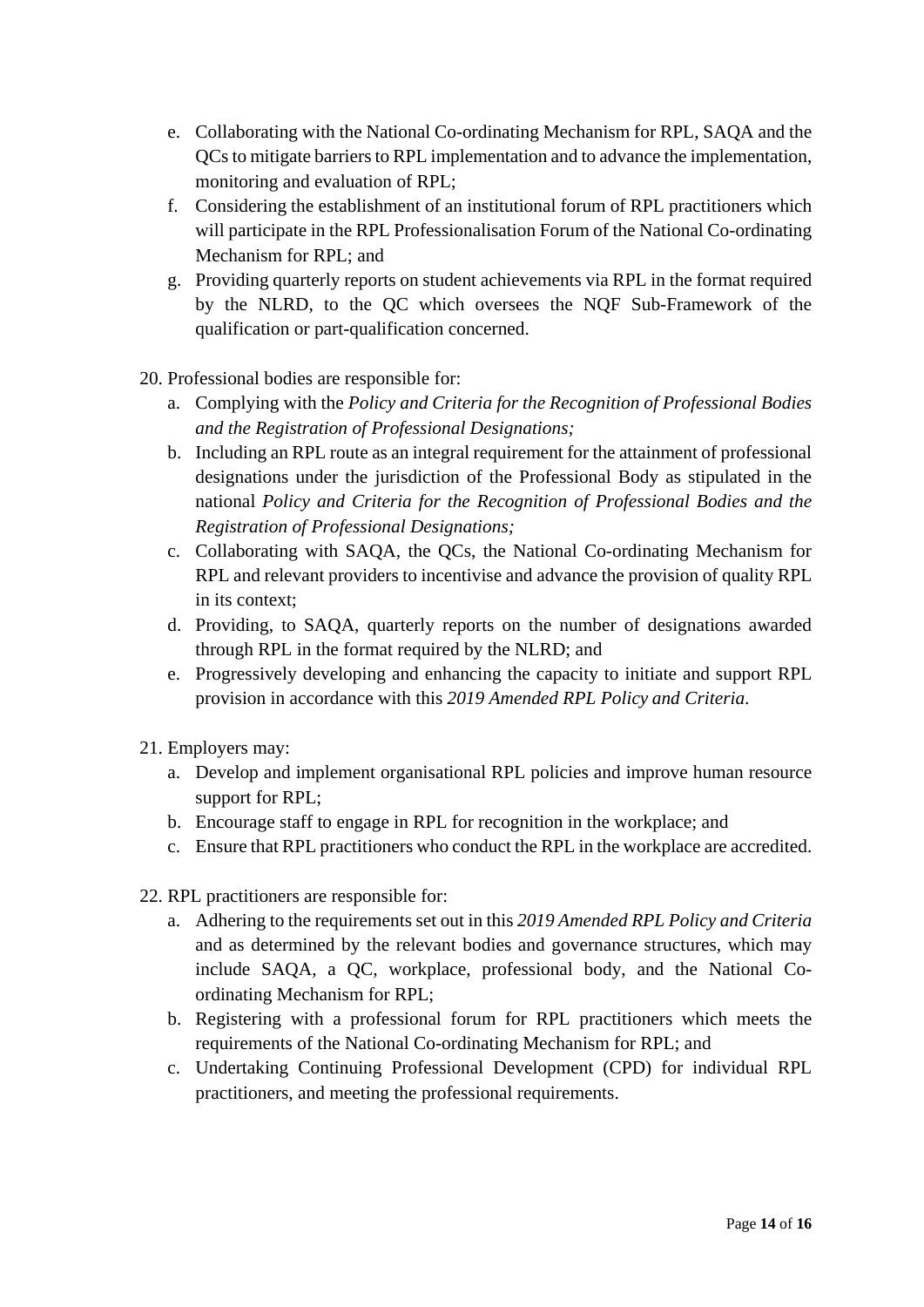e. Collaborating with the National Co-ordinating Mechanism for RPL, SAQA and the QCs to mitigate barriers to RPL implementation and to advance the implementation, monitoring and evaluation of RPL;
f. Considering the establishment of an institutional forum of RPL practitioners which will participate in the RPL Professionalisation Forum of the National Co-ordinating Mechanism for RPL; and
g. Providing quarterly reports on student achievements via RPL in the format required by the NLRD, to the QC which oversees the NQF Sub-Framework of the qualification or part-qualification concerned.

20. Professional bodies are responsible for:
    a. Complying with the *Policy and Criteria for the Recognition of Professional Bodies and the Registration of Professional Designations;*
    b. Including an RPL route as an integral requirement for the attainment of professional designations under the jurisdiction of the Professional Body as stipulated in the national *Policy and Criteria for the Recognition of Professional Bodies and the Registration of Professional Designations;*
    c. Collaborating with SAQA, the QCs, the National Co-ordinating Mechanism for RPL and relevant providers to incentivise and advance the provision of quality RPL in its context;
    d. Providing, to SAQA, quarterly reports on the number of designations awarded through RPL in the format required by the NLRD; and
    e. Progressively developing and enhancing the capacity to initiate and support RPL provision in accordance with this *2019 Amended RPL Policy and Criteria*.

21. Employers may:
    a. Develop and implement organisational RPL policies and improve human resource support for RPL;
    b. Encourage staff to engage in RPL for recognition in the workplace; and
    c. Ensure that RPL practitioners who conduct the RPL in the workplace are accredited.

22. RPL practitioners are responsible for:
    a. Adhering to the requirements set out in this *2019 Amended RPL Policy and Criteria* and as determined by the relevant bodies and governance structures, which may include SAQA, a QC, workplace, professional body, and the National Co-ordinating Mechanism for RPL;
    b. Registering with a professional forum for RPL practitioners which meets the requirements of the National Co-ordinating Mechanism for RPL; and
    c. Undertaking Continuing Professional Development (CPD) for individual RPL practitioners, and meeting the professional requirements.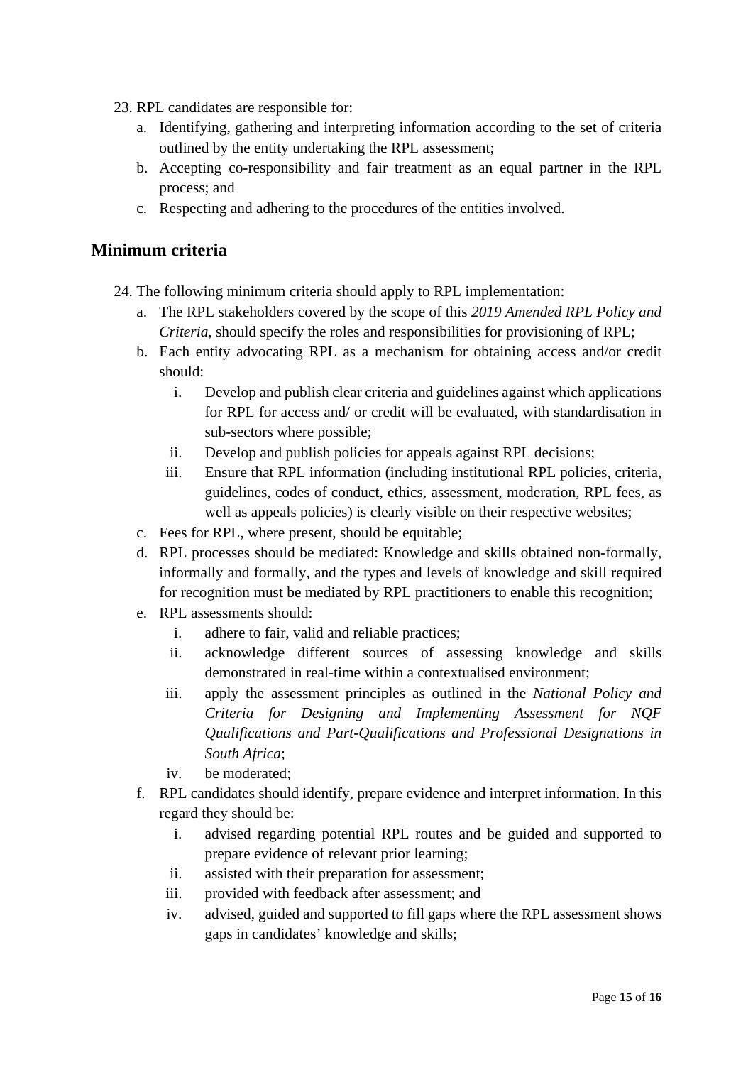23. RPL candidates are responsible for:
    a. Identifying, gathering and interpreting information according to the set of criteria outlined by the entity undertaking the RPL assessment;
    b. Accepting co-responsibility and fair treatment as an equal partner in the RPL process; and
    c. Respecting and adhering to the procedures of the entities involved.

## Minimum criteria

24. The following minimum criteria should apply to RPL implementation:
    a. The RPL stakeholders covered by the scope of this *2019 Amended RPL Policy and Criteria,* should specify the roles and responsibilities for provisioning of RPL;
    b. Each entity advocating RPL as a mechanism for obtaining access and/or credit should:
        i. Develop and publish clear criteria and guidelines against which applications for RPL for access and/ or credit will be evaluated, with standardisation in sub-sectors where possible;
        ii. Develop and publish policies for appeals against RPL decisions;
        iii. Ensure that RPL information (including institutional RPL policies, criteria, guidelines, codes of conduct, ethics, assessment, moderation, RPL fees, as well as appeals policies) is clearly visible on their respective websites;
    c. Fees for RPL, where present, should be equitable;
    d. RPL processes should be mediated: Knowledge and skills obtained non-formally, informally and formally, and the types and levels of knowledge and skill required for recognition must be mediated by RPL practitioners to enable this recognition;
    e. RPL assessments should:
        i. adhere to fair, valid and reliable practices;
        ii. acknowledge different sources of assessing knowledge and skills demonstrated in real-time within a contextualised environment;
        iii. apply the assessment principles as outlined in the *National Policy and Criteria for Designing and Implementing Assessment for NQF Qualifications and Part-Qualifications and Professional Designations in South Africa*;
        iv. be moderated;
    f. RPL candidates should identify, prepare evidence and interpret information. In this regard they should be:
        i. advised regarding potential RPL routes and be guided and supported to prepare evidence of relevant prior learning;
        ii. assisted with their preparation for assessment;
        iii. provided with feedback after assessment; and
        iv. advised, guided and supported to fill gaps where the RPL assessment shows gaps in candidates' knowledge and skills;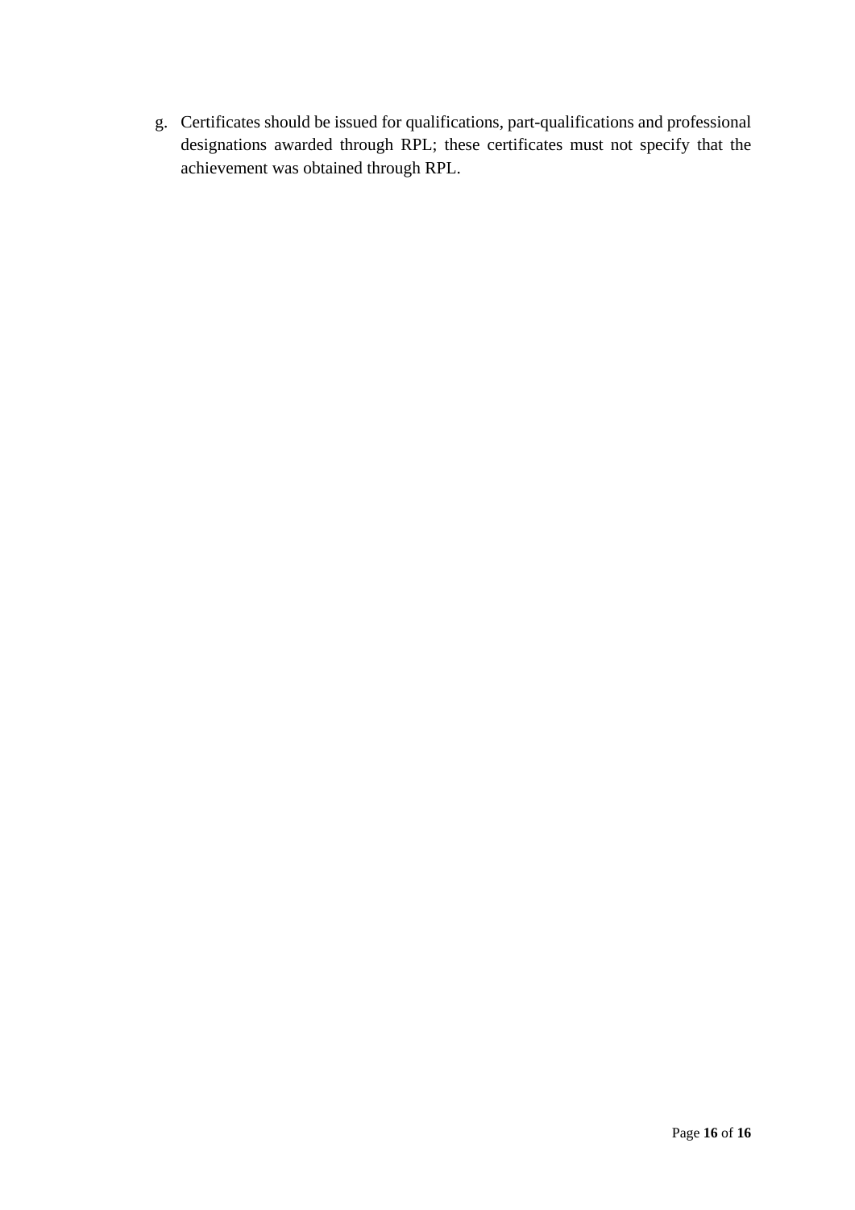g. Certificates should be issued for qualifications, part-qualifications and professional designations awarded through RPL; these certificates must not specify that the achievement was obtained through RPL.